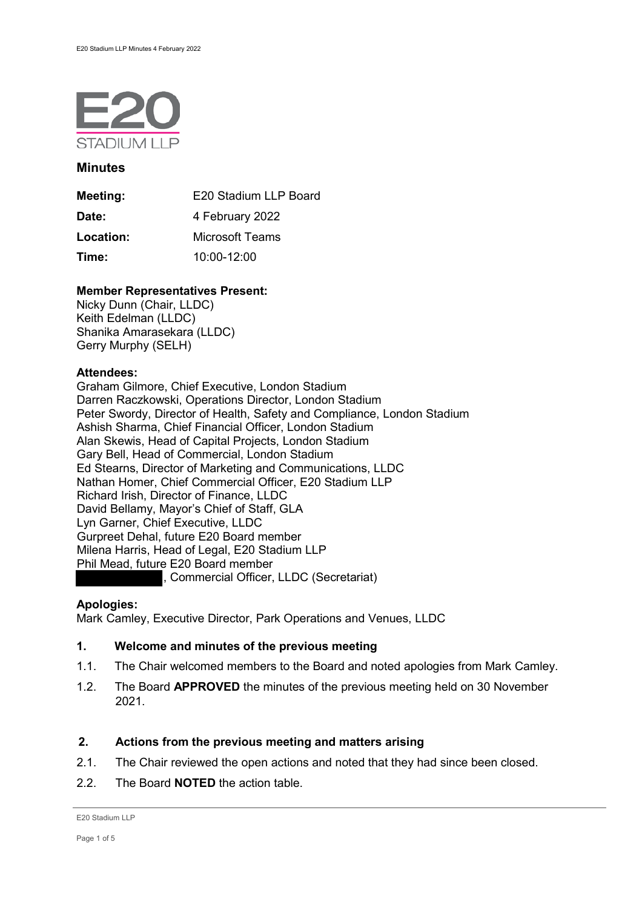E20 STADIUM LLP

# Minutes

| | |
|---|---|
| **Meeting:** | E20 Stadium LLP Board |
| **Date:** | 4 February 2022 |
| **Location:** | Microsoft Teams |
| **Time:** | 10:00-12:00 |

**Member Representatives Present:**
Nicky Dunn (Chair, LLDC)
Keith Edelman (LLDC)
Shanika Amarasekara (LLDC)
Gerry Murphy (SELH)

**Attendees:**
Graham Gilmore, Chief Executive, London Stadium
Darren Raczkowski, Operations Director, London Stadium
Peter Swordy, Director of Health, Safety and Compliance, London Stadium
Ashish Sharma, Chief Financial Officer, London Stadium
Alan Skewis, Head of Capital Projects, London Stadium
Gary Bell, Head of Commercial, London Stadium
Ed Stearns, Director of Marketing and Communications, LLDC
Nathan Homer, Chief Commercial Officer, E20 Stadium LLP
Richard Irish, Director of Finance, LLDC
David Bellamy, Mayor's Chief of Staff, GLA
Lyn Garner, Chief Executive, LLDC
Gurpreet Dehal, future E20 Board member
Milena Harris, Head of Legal, E20 Stadium LLP
Phil Mead, future E20 Board member
[REDACTED], Commercial Officer, LLDC (Secretariat)

**Apologies:**
Mark Camley, Executive Director, Park Operations and Venues, LLDC

## 1. Welcome and minutes of the previous meeting

1.1. The Chair welcomed members to the Board and noted apologies from Mark Camley.

1.2. The Board **APPROVED** the minutes of the previous meeting held on 30 November 2021.

## 2. Actions from the previous meeting and matters arising

2.1. The Chair reviewed the open actions and noted that they had since been closed.

2.2. The Board **NOTED** the action table.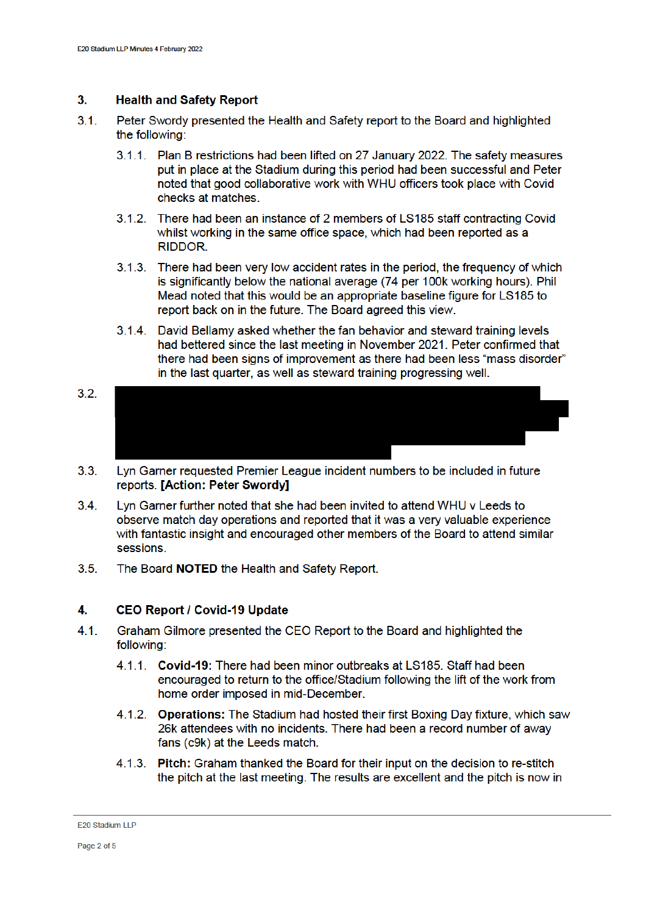## 3. Health and Safety Report

3.1. Peter Swordy presented the Health and Safety report to the Board and highlighted the following:

3.1.1. Plan B restrictions had been lifted on 27 January 2022. The safety measures put in place at the Stadium during this period had been successful and Peter noted that good collaborative work with WHU officers took place with Covid checks at matches.

3.1.2. There had been an instance of 2 members of LS185 staff contracting Covid whilst working in the same office space, which had been reported as a RIDDOR.

3.1.3. There had been very low accident rates in the period, the frequency of which is significantly below the national average (74 per 100k working hours). Phil Mead noted that this would be an appropriate baseline figure for LS185 to report back on in the future. The Board agreed this view.

3.1.4. David Bellamy asked whether the fan behavior and steward training levels had bettered since the last meeting in November 2021. Peter confirmed that there had been signs of improvement as there had been less "mass disorder" in the last quarter, as well as steward training progressing well.

3.2. [REDACTED]

3.3. Lyn Garner requested Premier League incident numbers to be included in future reports. **[Action: Peter Swordy]**

3.4. Lyn Garner further noted that she had been invited to attend WHU v Leeds to observe match day operations and reported that it was a very valuable experience with fantastic insight and encouraged other members of the Board to attend similar sessions.

3.5. The Board **NOTED** the Health and Safety Report.

## 4. CEO Report / Covid-19 Update

4.1. Graham Gilmore presented the CEO Report to the Board and highlighted the following:

4.1.1. **Covid-19:** There had been minor outbreaks at LS185. Staff had been encouraged to return to the office/Stadium following the lift of the work from home order imposed in mid-December.

4.1.2. **Operations:** The Stadium had hosted their first Boxing Day fixture, which saw 26k attendees with no incidents. There had been a record number of away fans (c9k) at the Leeds match.

4.1.3. **Pitch:** Graham thanked the Board for their input on the decision to re-stitch the pitch at the last meeting. The results are excellent and the pitch is now in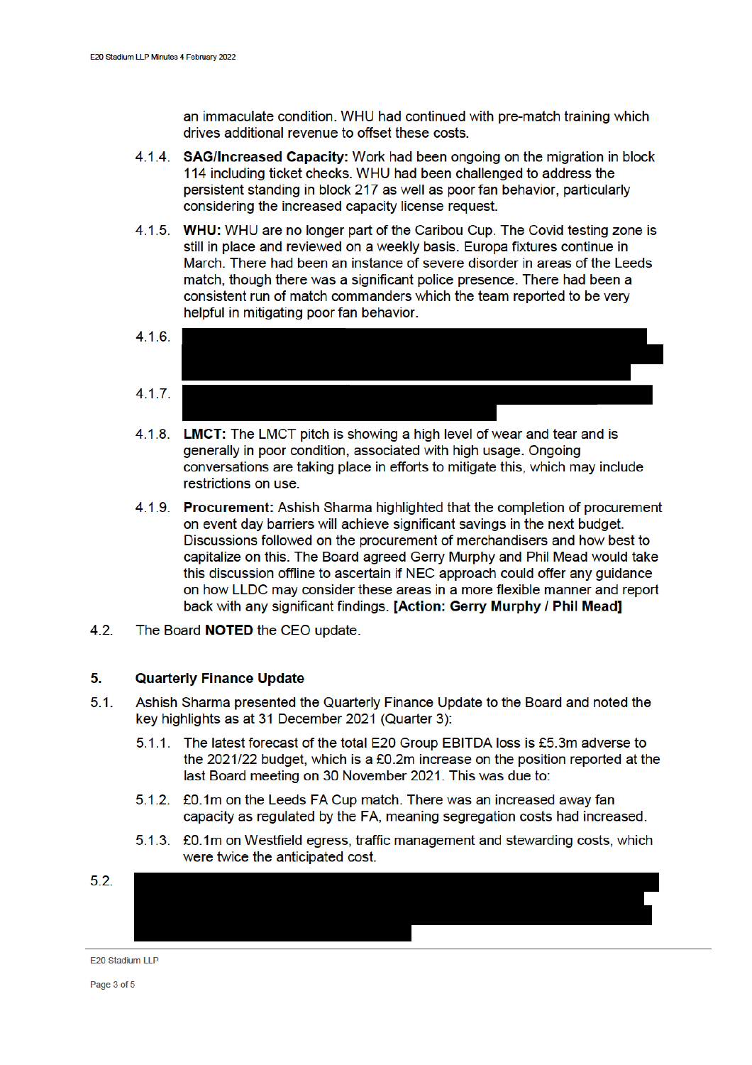an immaculate condition. WHU had continued with pre-match training which drives additional revenue to offset these costs.

4.1.4. **SAG/Increased Capacity:** Work had been ongoing on the migration in block 114 including ticket checks. WHU had been challenged to address the persistent standing in block 217 as well as poor fan behavior, particularly considering the increased capacity license request.

4.1.5. **WHU:** WHU are no longer part of the Caribou Cup. The Covid testing zone is still in place and reviewed on a weekly basis. Europa fixtures continue in March. There had been an instance of severe disorder in areas of the Leeds match, though there was a significant police presence. There had been a consistent run of match commanders which the team reported to be very helpful in mitigating poor fan behavior.

4.1.6. [REDACTED]

4.1.7. [REDACTED]

4.1.8. **LMCT:** The LMCT pitch is showing a high level of wear and tear and is generally in poor condition, associated with high usage. Ongoing conversations are taking place in efforts to mitigate this, which may include restrictions on use.

4.1.9. **Procurement:** Ashish Sharma highlighted that the completion of procurement on event day barriers will achieve significant savings in the next budget. Discussions followed on the procurement of merchandisers and how best to capitalize on this. The Board agreed Gerry Murphy and Phil Mead would take this discussion offline to ascertain if NEC approach could offer any guidance on how LLDC may consider these areas in a more flexible manner and report back with any significant findings. **[Action: Gerry Murphy / Phil Mead]**

4.2. The Board **NOTED** the CEO update.

## 5. Quarterly Finance Update

5.1. Ashish Sharma presented the Quarterly Finance Update to the Board and noted the key highlights as at 31 December 2021 (Quarter 3):

5.1.1. The latest forecast of the total E20 Group EBITDA loss is £5.3m adverse to the 2021/22 budget, which is a £0.2m increase on the position reported at the last Board meeting on 30 November 2021. This was due to:

5.1.2. £0.1m on the Leeds FA Cup match. There was an increased away fan capacity as regulated by the FA, meaning segregation costs had increased.

5.1.3. £0.1m on Westfield egress, traffic management and stewarding costs, which were twice the anticipated cost.

5.2. [REDACTED]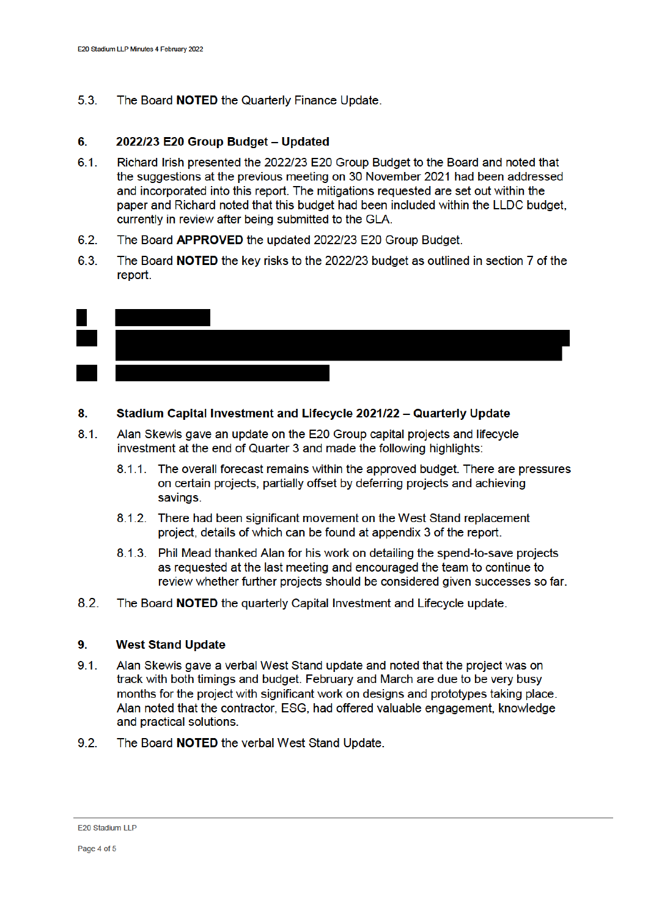5.3. The Board **NOTED** the Quarterly Finance Update.

## 6. 2022/23 E20 Group Budget – Updated

6.1. Richard Irish presented the 2022/23 E20 Group Budget to the Board and noted that the suggestions at the previous meeting on 30 November 2021 had been addressed and incorporated into this report. The mitigations requested are set out within the paper and Richard noted that this budget had been included within the LLDC budget, currently in review after being submitted to the GLA.

6.2. The Board **APPROVED** the updated 2022/23 E20 Group Budget.

6.3. The Board **NOTED** the key risks to the 2022/23 budget as outlined in section 7 of the report.

## 8. Stadium Capital Investment and Lifecycle 2021/22 – Quarterly Update

8.1. Alan Skewis gave an update on the E20 Group capital projects and lifecycle investment at the end of Quarter 3 and made the following highlights:

8.1.1. The overall forecast remains within the approved budget. There are pressures on certain projects, partially offset by deferring projects and achieving savings.

8.1.2. There had been significant movement on the West Stand replacement project, details of which can be found at appendix 3 of the report.

8.1.3. Phil Mead thanked Alan for his work on detailing the spend-to-save projects as requested at the last meeting and encouraged the team to continue to review whether further projects should be considered given successes so far.

8.2. The Board **NOTED** the quarterly Capital Investment and Lifecycle update.

## 9. West Stand Update

9.1. Alan Skewis gave a verbal West Stand update and noted that the project was on track with both timings and budget. February and March are due to be very busy months for the project with significant work on designs and prototypes taking place. Alan noted that the contractor, ESG, had offered valuable engagement, knowledge and practical solutions.

9.2. The Board **NOTED** the verbal West Stand Update.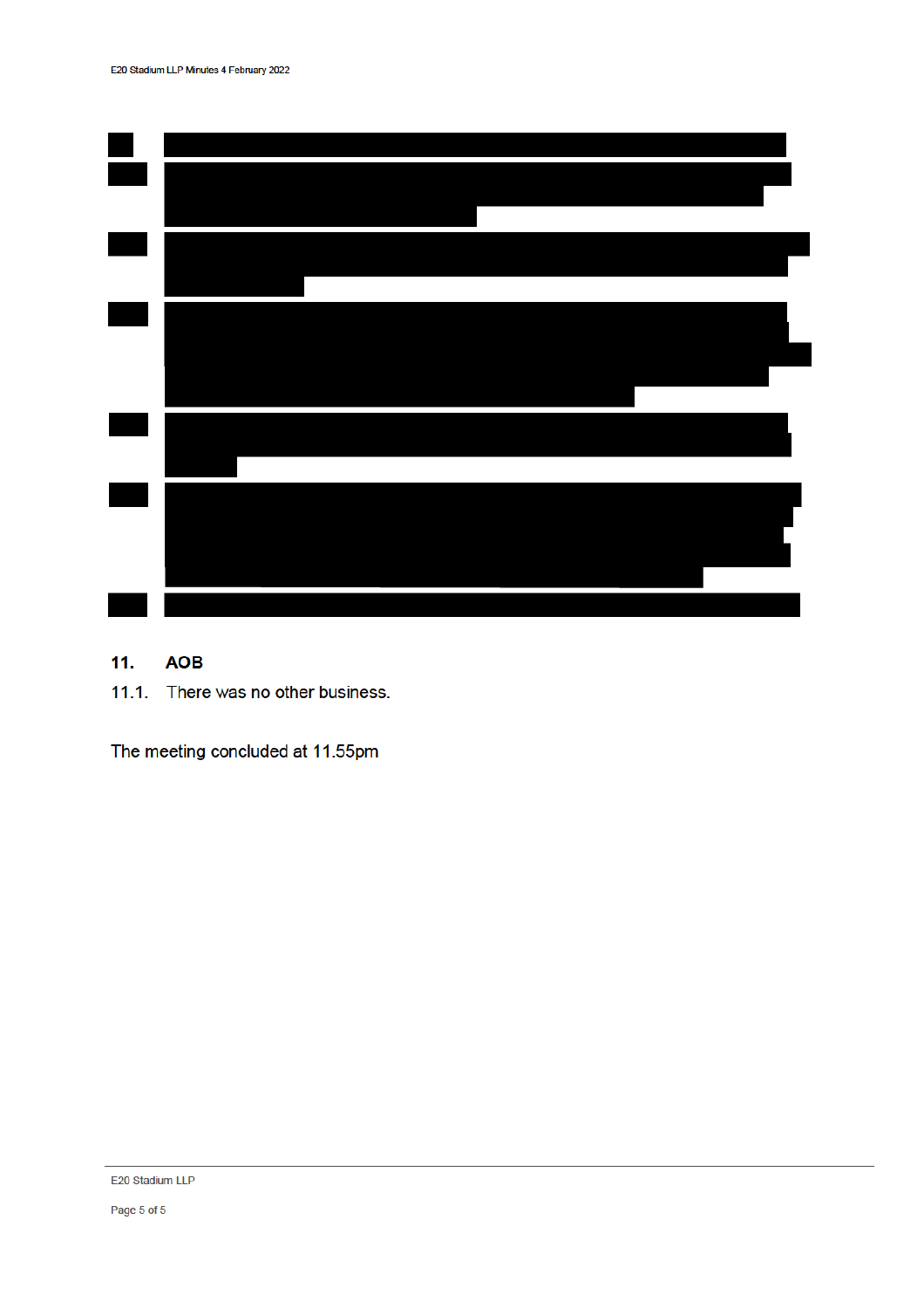## 11. AOB

11.1. There was no other business.

The meeting concluded at 11.55pm